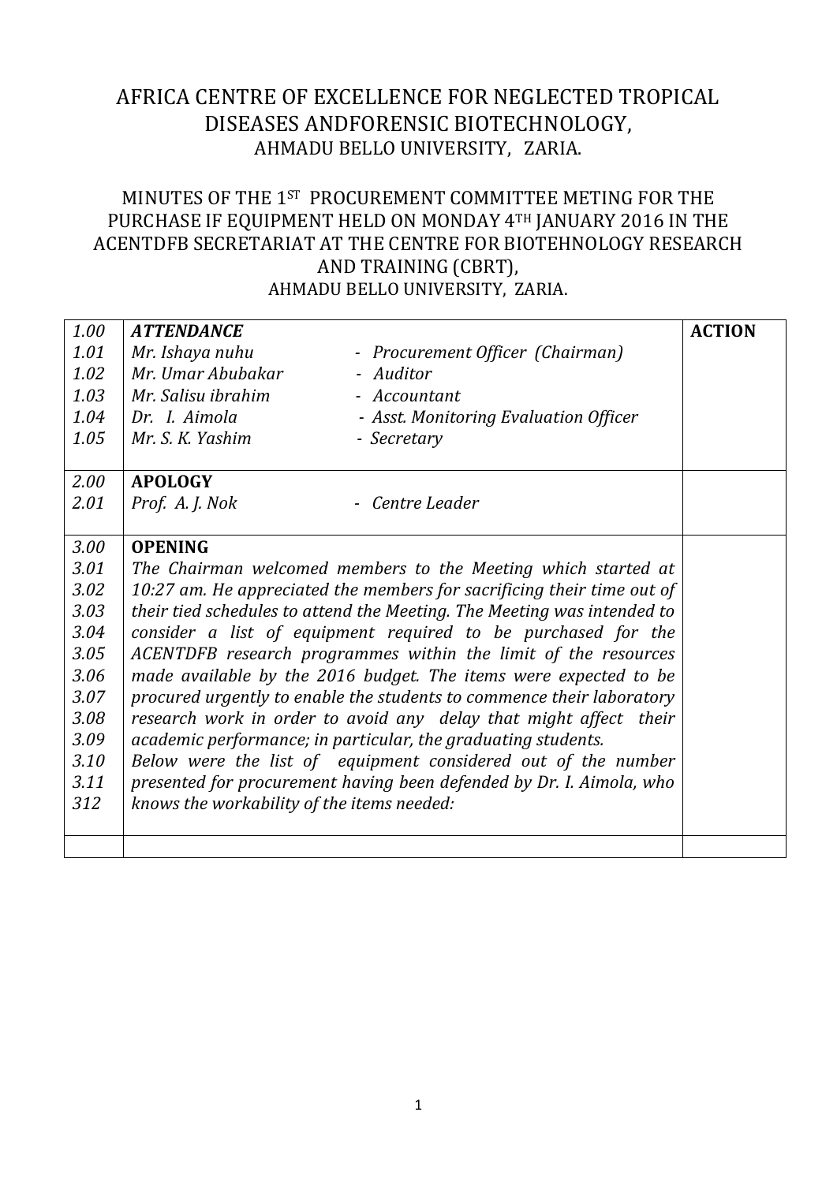# AFRICA CENTRE OF EXCELLENCE FOR NEGLECTED TROPICAL DISEASES ANDFORENSIC BIOTECHNOLOGY, AHMADU BELLO UNIVERSITY, ZARIA.

## MINUTES OF THE 1ST PROCUREMENT COMMITTEE METING FOR THE PURCHASE IF EQUIPMENT HELD ON MONDAY 4TH JANUARY 2016 IN THE ACENTDFB SECRETARIAT AT THE CENTRE FOR BIOTEHNOLOGY RESEARCH AND TRAINING (CBRT), AHMADU BELLO UNIVERSITY, ZARIA.

| | | **ACTION** |
|---|---|---|
| *1.00* | ***ATTENDANCE*** | |
| *1.01* | *Mr. Ishaya nuhu - Procurement Officer (Chairman)* | |
| *1.02* | *Mr. Umar Abubakar - Auditor* | |
| *1.03* | *Mr. Salisu ibrahim - Accountant* | |
| *1.04* | *Dr. I. Aimola - Asst. Monitoring Evaluation Officer* | |
| *1.05* | *Mr. S. K. Yashim - Secretary* | |
| *2.00* | **APOLOGY** | |
| *2.01* | *Prof. A. J. Nok - Centre Leader* | |
| *3.00* | **OPENING** | |
| *3.01–312* | *The Chairman welcomed members to the Meeting which started at 10:27 am. He appreciated the members for sacrificing their time out of their tied schedules to attend the Meeting. The Meeting was intended to consider a list of equipment required to be purchased for the ACENTDFB research programmes within the limit of the resources made available by the 2016 budget. The items were expected to be procured urgently to enable the students to commence their laboratory research work in order to avoid any delay that might affect their academic performance; in particular, the graduating students. Below were the list of equipment considered out of the number presented for procurement having been defended by Dr. I. Aimola, who knows the workability of the items needed:* | |
| | | |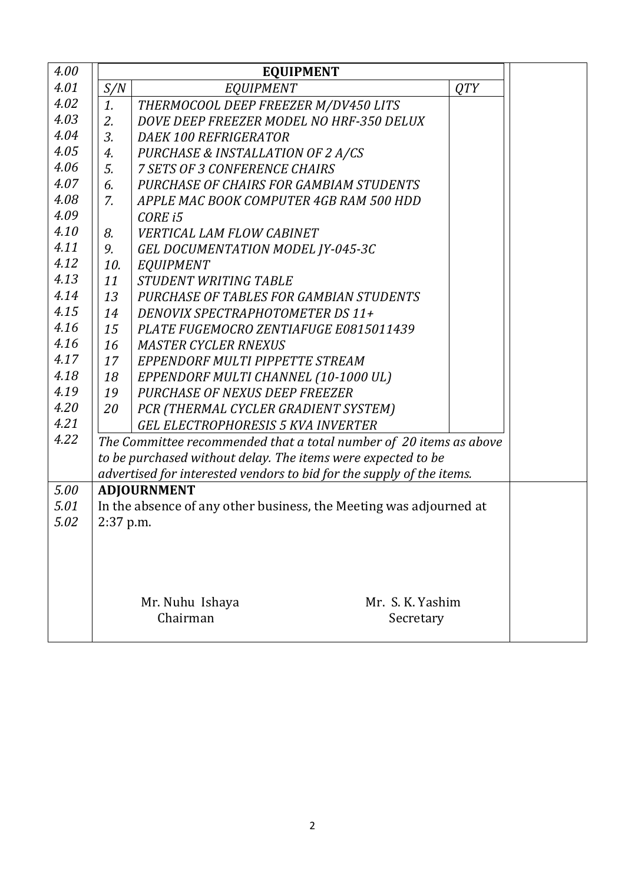| 4.00 | **EQUIPMENT** | | |
|---|---|---|---|
| 4.01 | *S/N* | *EQUIPMENT* | *QTY* |
| 4.02 | *1.* | *THERMOCOOL DEEP FREEZER M/DV450 LITS* | |
| 4.03 | *2.* | *DOVE DEEP FREEZER MODEL NO HRF-350 DELUX* | |
| 4.04 | *3.* | *DAEK 100 REFRIGERATOR* | |
| 4.05 | *4.* | *PURCHASE & INSTALLATION OF 2 A/CS* | |
| 4.06 | *5.* | *7 SETS OF 3 CONFERENCE CHAIRS* | |
| 4.07 | *6.* | *PURCHASE OF CHAIRS FOR GAMBIAM STUDENTS* | |
| 4.08 | *7.* | *APPLE MAC BOOK COMPUTER 4GB RAM 500 HDD* | |
| 4.09 | | *CORE i5* | |
| 4.10 | *8.* | *VERTICAL LAM FLOW CABINET* | |
| 4.11 | *9.* | *GEL DOCUMENTATION MODEL JY-045-3C* | |
| 4.12 | *10.* | *EQUIPMENT* | |
| 4.13 | *11* | *STUDENT WRITING TABLE* | |
| 4.14 | *13* | *PURCHASE OF TABLES FOR GAMBIAN STUDENTS* | |
| 4.15 | *14* | *DENOVIX SPECTRAPHOTOMETER DS 11+* | |
| 4.16 | *15* | *PLATE FUGEMOCRO ZENTIAFUGE E0815011439* | |
| 4.16 | *16* | *MASTER CYCLER RNEXUS* | |
| 4.17 | *17* | *EPPENDORF MULTI PIPPETTE STREAM* | |
| 4.18 | *18* | *EPPENDORF MULTI CHANNEL (10-1000 UL)* | |
| 4.19 | *19* | *PURCHASE OF NEXUS DEEP FREEZER* | |
| 4.20 | *20* | *PCR (THERMAL CYCLER GRADIENT SYSTEM)* | |
| 4.21 | | *GEL ELECTROPHORESIS 5 KVA INVERTER* | |

4.22 *The Committee recommended that a total number of 20 items as above to be purchased without delay. The items were expected to be advertised for interested vendors to bid for the supply of the items.*

**5.00 ADJOURNMENT**

5.01 – 5.02 In the absence of any other business, the Meeting was adjourned at 2:37 p.m.

Mr. Nuhu Ishaya
Chairman

Mr. S. K. Yashim
Secretary